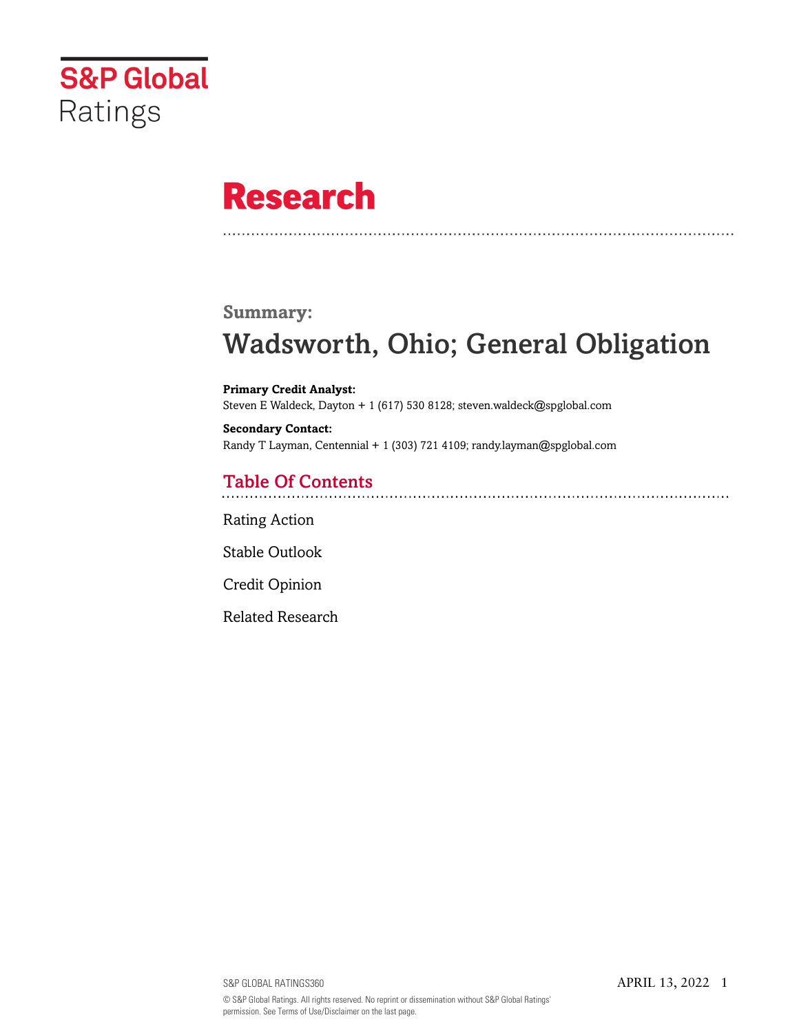S&P Global Ratings

# Research

## Summary:

# Wadsworth, Ohio; General Obligation

**Primary Credit Analyst:**
Steven E Waldeck, Dayton + 1 (617) 530 8128; steven.waldeck@spglobal.com

**Secondary Contact:**
Randy T Layman, Centennial + 1 (303) 721 4109; randy.layman@spglobal.com

## Table Of Contents

Rating Action

Stable Outlook

Credit Opinion

Related Research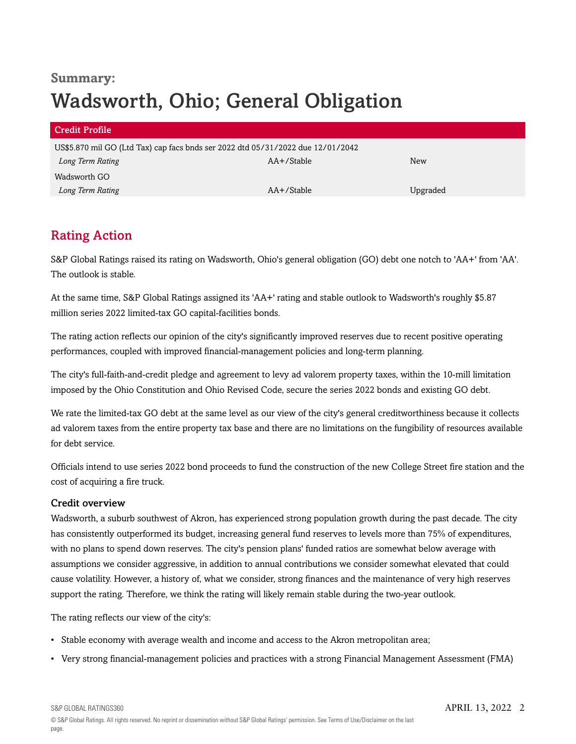**Summary:**

# Wadsworth, Ohio; General Obligation

| Credit Profile | | |
|---|---|---|
| US$5.870 mil GO (Ltd Tax) cap facs bnds ser 2022 dtd 05/31/2022 due 12/01/2042 | | |
| *Long Term Rating* | AA+/Stable | New |
| Wadsworth GO | | |
| *Long Term Rating* | AA+/Stable | Upgraded |

## Rating Action

S&P Global Ratings raised its rating on Wadsworth, Ohio's general obligation (GO) debt one notch to 'AA+' from 'AA'. The outlook is stable.

At the same time, S&P Global Ratings assigned its 'AA+' rating and stable outlook to Wadsworth's roughly $5.87 million series 2022 limited-tax GO capital-facilities bonds.

The rating action reflects our opinion of the city's significantly improved reserves due to recent positive operating performances, coupled with improved financial-management policies and long-term planning.

The city's full-faith-and-credit pledge and agreement to levy ad valorem property taxes, within the 10-mill limitation imposed by the Ohio Constitution and Ohio Revised Code, secure the series 2022 bonds and existing GO debt.

We rate the limited-tax GO debt at the same level as our view of the city's general creditworthiness because it collects ad valorem taxes from the entire property tax base and there are no limitations on the fungibility of resources available for debt service.

Officials intend to use series 2022 bond proceeds to fund the construction of the new College Street fire station and the cost of acquiring a fire truck.

### Credit overview

Wadsworth, a suburb southwest of Akron, has experienced strong population growth during the past decade. The city has consistently outperformed its budget, increasing general fund reserves to levels more than 75% of expenditures, with no plans to spend down reserves. The city's pension plans' funded ratios are somewhat below average with assumptions we consider aggressive, in addition to annual contributions we consider somewhat elevated that could cause volatility. However, a history of, what we consider, strong finances and the maintenance of very high reserves support the rating. Therefore, we think the rating will likely remain stable during the two-year outlook.

The rating reflects our view of the city's:

- Stable economy with average wealth and income and access to the Akron metropolitan area;
- Very strong financial-management policies and practices with a strong Financial Management Assessment (FMA)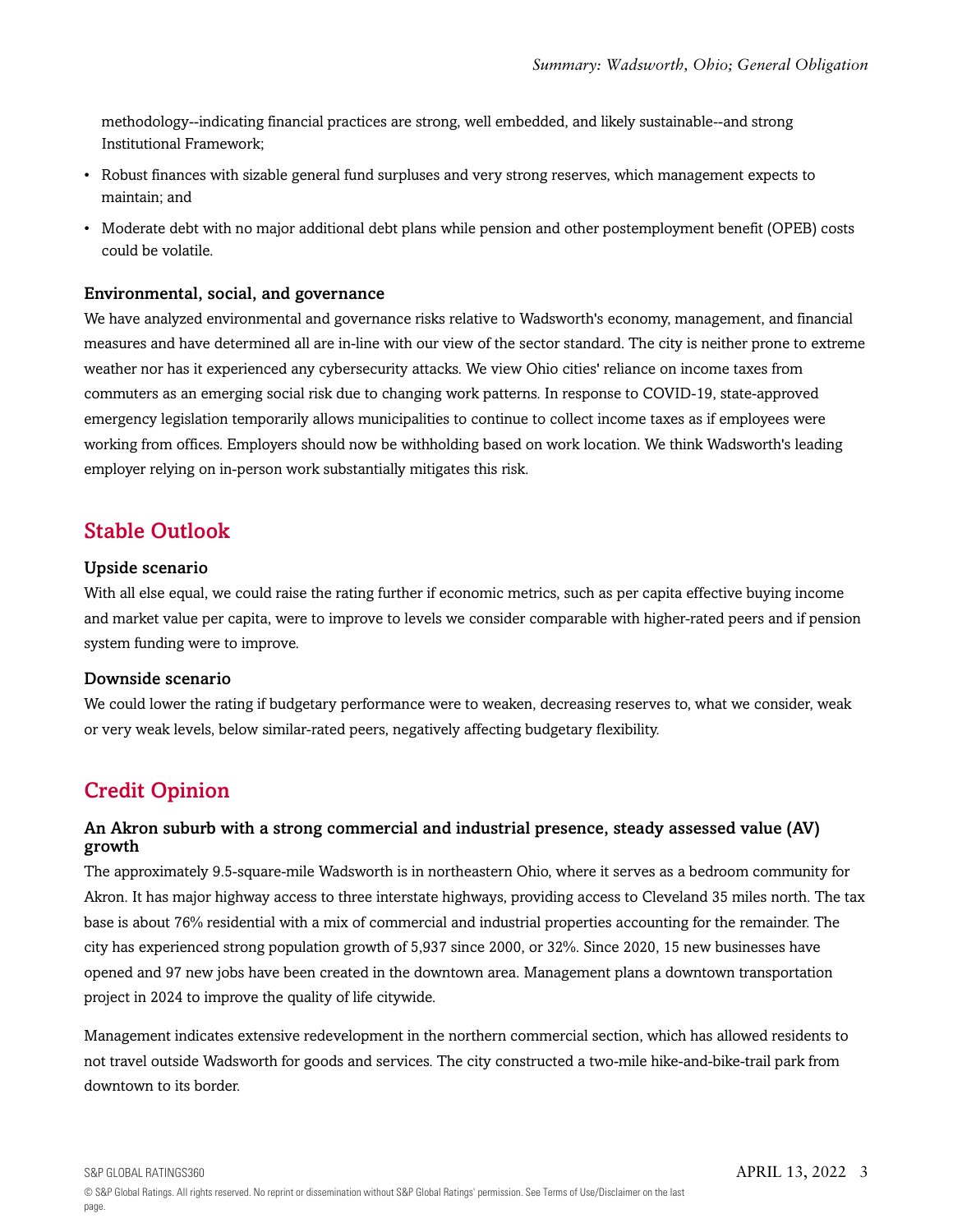methodology--indicating financial practices are strong, well embedded, and likely sustainable--and strong Institutional Framework;

- Robust finances with sizable general fund surpluses and very strong reserves, which management expects to maintain; and
- Moderate debt with no major additional debt plans while pension and other postemployment benefit (OPEB) costs could be volatile.

### Environmental, social, and governance

We have analyzed environmental and governance risks relative to Wadsworth's economy, management, and financial measures and have determined all are in-line with our view of the sector standard. The city is neither prone to extreme weather nor has it experienced any cybersecurity attacks. We view Ohio cities' reliance on income taxes from commuters as an emerging social risk due to changing work patterns. In response to COVID-19, state-approved emergency legislation temporarily allows municipalities to continue to collect income taxes as if employees were working from offices. Employers should now be withholding based on work location. We think Wadsworth's leading employer relying on in-person work substantially mitigates this risk.

## Stable Outlook

### Upside scenario

With all else equal, we could raise the rating further if economic metrics, such as per capita effective buying income and market value per capita, were to improve to levels we consider comparable with higher-rated peers and if pension system funding were to improve.

### Downside scenario

We could lower the rating if budgetary performance were to weaken, decreasing reserves to, what we consider, weak or very weak levels, below similar-rated peers, negatively affecting budgetary flexibility.

## Credit Opinion

### An Akron suburb with a strong commercial and industrial presence, steady assessed value (AV) growth

The approximately 9.5-square-mile Wadsworth is in northeastern Ohio, where it serves as a bedroom community for Akron. It has major highway access to three interstate highways, providing access to Cleveland 35 miles north. The tax base is about 76% residential with a mix of commercial and industrial properties accounting for the remainder. The city has experienced strong population growth of 5,937 since 2000, or 32%. Since 2020, 15 new businesses have opened and 97 new jobs have been created in the downtown area. Management plans a downtown transportation project in 2024 to improve the quality of life citywide.

Management indicates extensive redevelopment in the northern commercial section, which has allowed residents to not travel outside Wadsworth for goods and services. The city constructed a two-mile hike-and-bike-trail park from downtown to its border.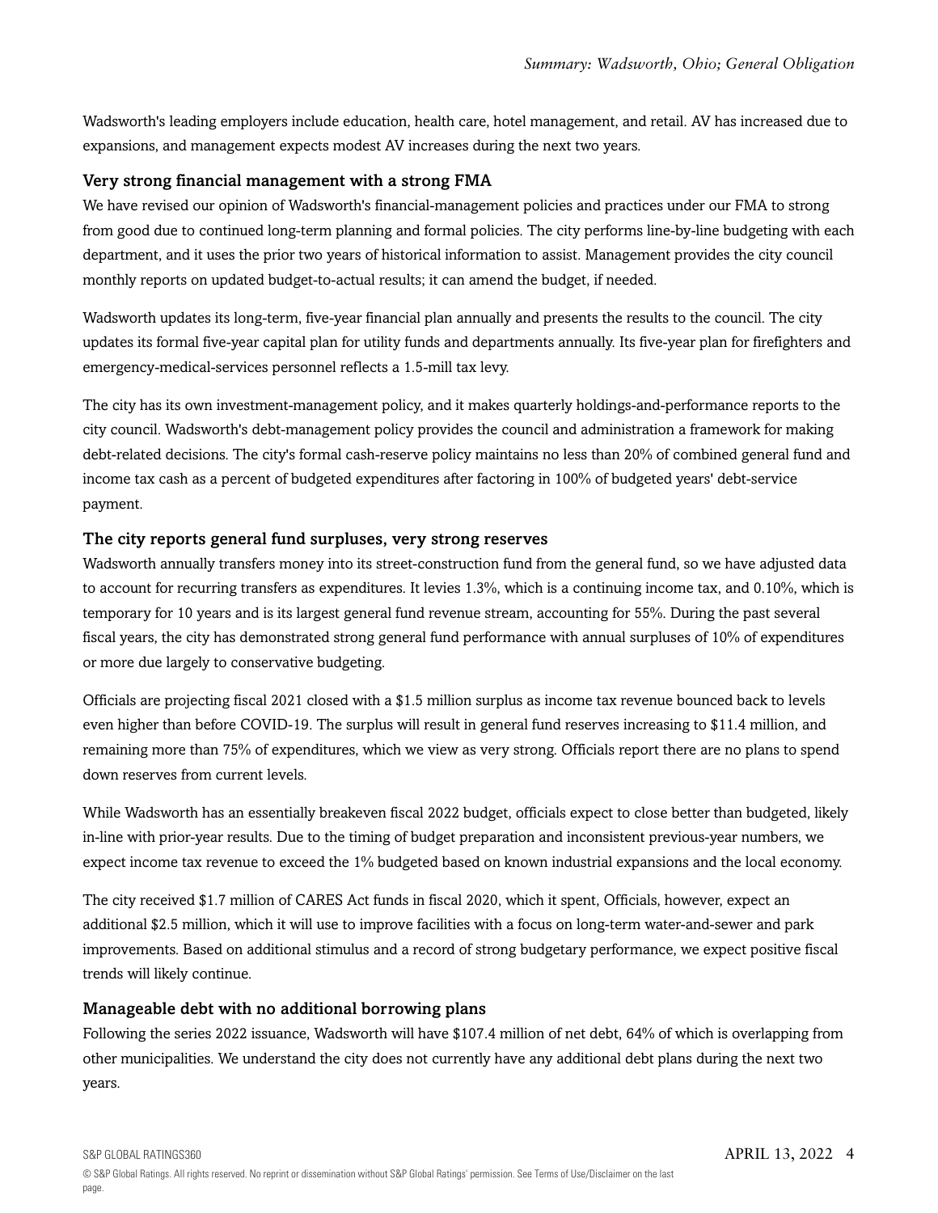Wadsworth's leading employers include education, health care, hotel management, and retail. AV has increased due to expansions, and management expects modest AV increases during the next two years.

### Very strong financial management with a strong FMA

We have revised our opinion of Wadsworth's financial-management policies and practices under our FMA to strong from good due to continued long-term planning and formal policies. The city performs line-by-line budgeting with each department, and it uses the prior two years of historical information to assist. Management provides the city council monthly reports on updated budget-to-actual results; it can amend the budget, if needed.

Wadsworth updates its long-term, five-year financial plan annually and presents the results to the council. The city updates its formal five-year capital plan for utility funds and departments annually. Its five-year plan for firefighters and emergency-medical-services personnel reflects a 1.5-mill tax levy.

The city has its own investment-management policy, and it makes quarterly holdings-and-performance reports to the city council. Wadsworth's debt-management policy provides the council and administration a framework for making debt-related decisions. The city's formal cash-reserve policy maintains no less than 20% of combined general fund and income tax cash as a percent of budgeted expenditures after factoring in 100% of budgeted years' debt-service payment.

### The city reports general fund surpluses, very strong reserves

Wadsworth annually transfers money into its street-construction fund from the general fund, so we have adjusted data to account for recurring transfers as expenditures. It levies 1.3%, which is a continuing income tax, and 0.10%, which is temporary for 10 years and is its largest general fund revenue stream, accounting for 55%. During the past several fiscal years, the city has demonstrated strong general fund performance with annual surpluses of 10% of expenditures or more due largely to conservative budgeting.

Officials are projecting fiscal 2021 closed with a $1.5 million surplus as income tax revenue bounced back to levels even higher than before COVID-19. The surplus will result in general fund reserves increasing to $11.4 million, and remaining more than 75% of expenditures, which we view as very strong. Officials report there are no plans to spend down reserves from current levels.

While Wadsworth has an essentially breakeven fiscal 2022 budget, officials expect to close better than budgeted, likely in-line with prior-year results. Due to the timing of budget preparation and inconsistent previous-year numbers, we expect income tax revenue to exceed the 1% budgeted based on known industrial expansions and the local economy.

The city received $1.7 million of CARES Act funds in fiscal 2020, which it spent, Officials, however, expect an additional $2.5 million, which it will use to improve facilities with a focus on long-term water-and-sewer and park improvements. Based on additional stimulus and a record of strong budgetary performance, we expect positive fiscal trends will likely continue.

### Manageable debt with no additional borrowing plans

Following the series 2022 issuance, Wadsworth will have $107.4 million of net debt, 64% of which is overlapping from other municipalities. We understand the city does not currently have any additional debt plans during the next two years.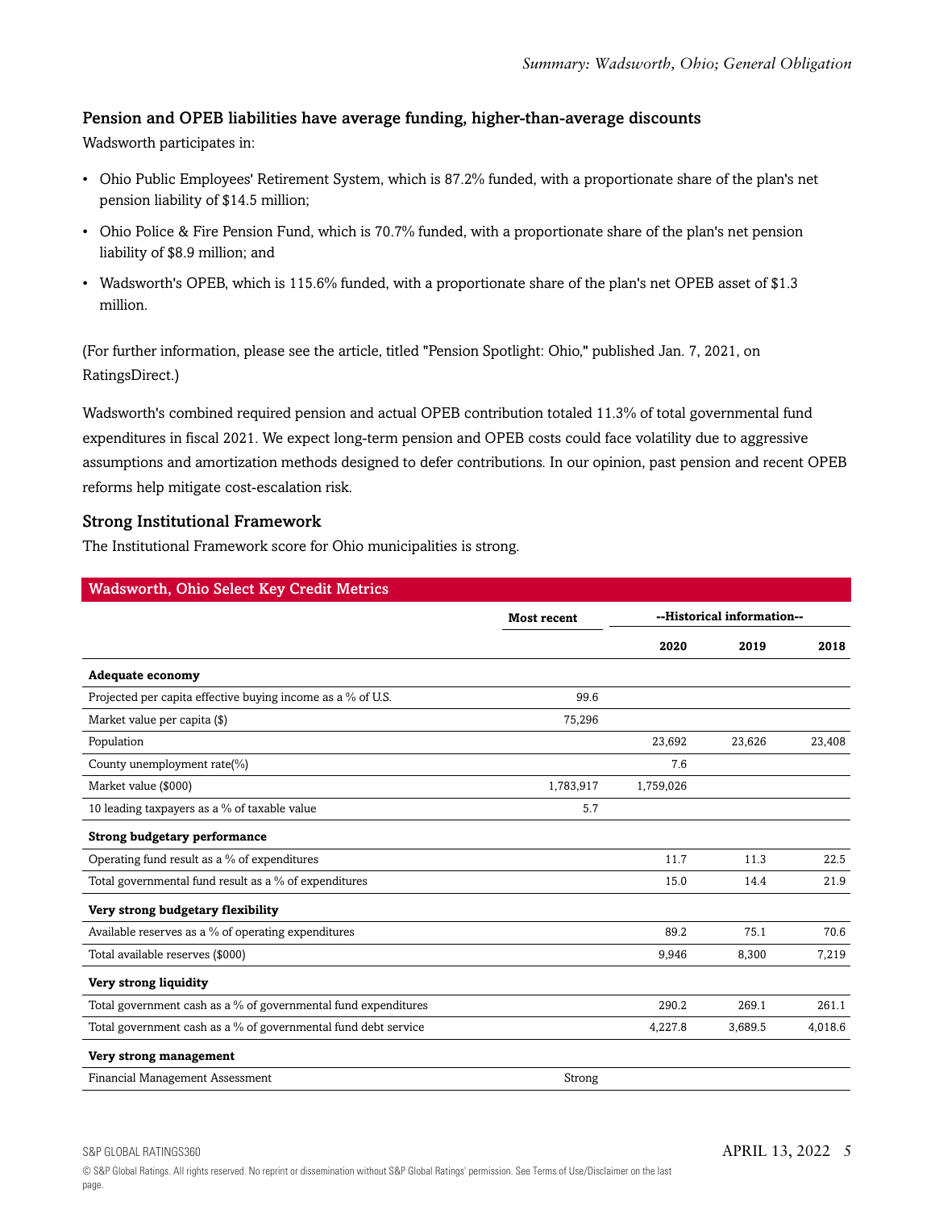### Pension and OPEB liabilities have average funding, higher-than-average discounts

Wadsworth participates in:

- Ohio Public Employees' Retirement System, which is 87.2% funded, with a proportionate share of the plan's net pension liability of $14.5 million;
- Ohio Police & Fire Pension Fund, which is 70.7% funded, with a proportionate share of the plan's net pension liability of $8.9 million; and
- Wadsworth's OPEB, which is 115.6% funded, with a proportionate share of the plan's net OPEB asset of $1.3 million.

(For further information, please see the article, titled "Pension Spotlight: Ohio," published Jan. 7, 2021, on RatingsDirect.)

Wadsworth's combined required pension and actual OPEB contribution totaled 11.3% of total governmental fund expenditures in fiscal 2021. We expect long-term pension and OPEB costs could face volatility due to aggressive assumptions and amortization methods designed to defer contributions. In our opinion, past pension and recent OPEB reforms help mitigate cost-escalation risk.

### Strong Institutional Framework

The Institutional Framework score for Ohio municipalities is strong.

**Wadsworth, Ohio Select Key Credit Metrics**

| | Most recent | --Historical information-- | | |
|---|---|---|---|---|
| | | 2020 | 2019 | 2018 |
| **Adequate economy** | | | | |
| Projected per capita effective buying income as a % of U.S. | 99.6 | | | |
| Market value per capita ($) | 75,296 | | | |
| Population | | 23,692 | 23,626 | 23,408 |
| County unemployment rate(%) | | 7.6 | | |
| Market value ($000) | 1,783,917 | 1,759,026 | | |
| 10 leading taxpayers as a % of taxable value | 5.7 | | | |
| **Strong budgetary performance** | | | | |
| Operating fund result as a % of expenditures | | 11.7 | 11.3 | 22.5 |
| Total governmental fund result as a % of expenditures | | 15.0 | 14.4 | 21.9 |
| **Very strong budgetary flexibility** | | | | |
| Available reserves as a % of operating expenditures | | 89.2 | 75.1 | 70.6 |
| Total available reserves ($000) | | 9,946 | 8,300 | 7,219 |
| **Very strong liquidity** | | | | |
| Total government cash as a % of governmental fund expenditures | | 290.2 | 269.1 | 261.1 |
| Total government cash as a % of governmental fund debt service | | 4,227.8 | 3,689.5 | 4,018.6 |
| **Very strong management** | | | | |
| Financial Management Assessment | Strong | | | |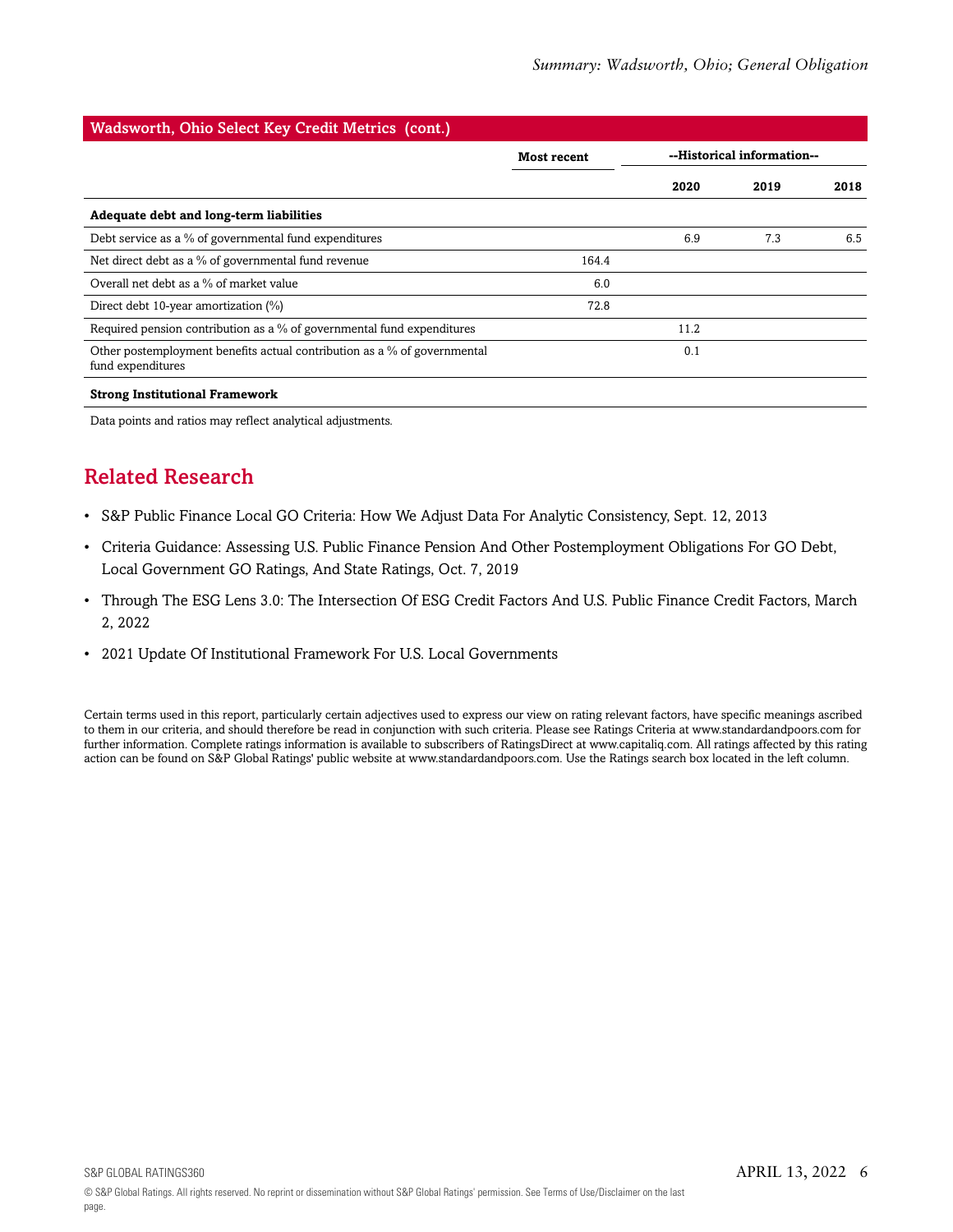| Wadsworth, Ohio Select Key Credit Metrics (cont.) | | | | |
|---|---|---|---|---|
| | Most recent | --Historical information-- | | |
| | | 2020 | 2019 | 2018 |
| **Adequate debt and long-term liabilities** | | | | |
| Debt service as a % of governmental fund expenditures | | 6.9 | 7.3 | 6.5 |
| Net direct debt as a % of governmental fund revenue | 164.4 | | | |
| Overall net debt as a % of market value | 6.0 | | | |
| Direct debt 10-year amortization (%) | 72.8 | | | |
| Required pension contribution as a % of governmental fund expenditures | | 11.2 | | |
| Other postemployment benefits actual contribution as a % of governmental fund expenditures | | 0.1 | | |
| **Strong Institutional Framework** | | | | |

Data points and ratios may reflect analytical adjustments.

## Related Research

- S&P Public Finance Local GO Criteria: How We Adjust Data For Analytic Consistency, Sept. 12, 2013
- Criteria Guidance: Assessing U.S. Public Finance Pension And Other Postemployment Obligations For GO Debt, Local Government GO Ratings, And State Ratings, Oct. 7, 2019
- Through The ESG Lens 3.0: The Intersection Of ESG Credit Factors And U.S. Public Finance Credit Factors, March 2, 2022
- 2021 Update Of Institutional Framework For U.S. Local Governments

Certain terms used in this report, particularly certain adjectives used to express our view on rating relevant factors, have specific meanings ascribed to them in our criteria, and should therefore be read in conjunction with such criteria. Please see Ratings Criteria at www.standardandpoors.com for further information. Complete ratings information is available to subscribers of RatingsDirect at www.capitaliq.com. All ratings affected by this rating action can be found on S&P Global Ratings' public website at www.standardandpoors.com. Use the Ratings search box located in the left column.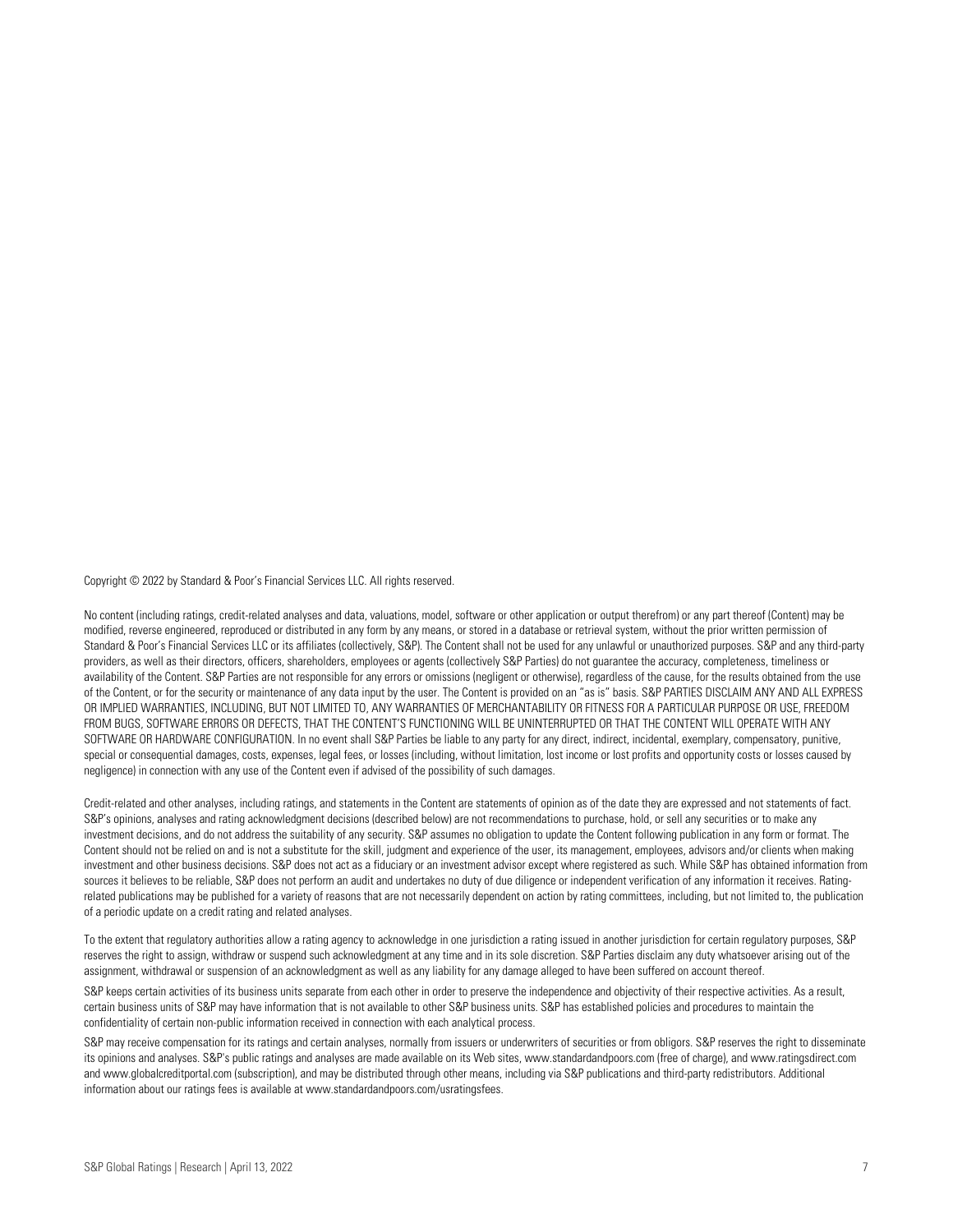Copyright © 2022 by Standard & Poor's Financial Services LLC. All rights reserved.

No content (including ratings, credit-related analyses and data, valuations, model, software or other application or output therefrom) or any part thereof (Content) may be modified, reverse engineered, reproduced or distributed in any form by any means, or stored in a database or retrieval system, without the prior written permission of Standard & Poor's Financial Services LLC or its affiliates (collectively, S&P). The Content shall not be used for any unlawful or unauthorized purposes. S&P and any third-party providers, as well as their directors, officers, shareholders, employees or agents (collectively S&P Parties) do not guarantee the accuracy, completeness, timeliness or availability of the Content. S&P Parties are not responsible for any errors or omissions (negligent or otherwise), regardless of the cause, for the results obtained from the use of the Content, or for the security or maintenance of any data input by the user. The Content is provided on an "as is" basis. S&P PARTIES DISCLAIM ANY AND ALL EXPRESS OR IMPLIED WARRANTIES, INCLUDING, BUT NOT LIMITED TO, ANY WARRANTIES OF MERCHANTABILITY OR FITNESS FOR A PARTICULAR PURPOSE OR USE, FREEDOM FROM BUGS, SOFTWARE ERRORS OR DEFECTS, THAT THE CONTENT'S FUNCTIONING WILL BE UNINTERRUPTED OR THAT THE CONTENT WILL OPERATE WITH ANY SOFTWARE OR HARDWARE CONFIGURATION. In no event shall S&P Parties be liable to any party for any direct, indirect, incidental, exemplary, compensatory, punitive, special or consequential damages, costs, expenses, legal fees, or losses (including, without limitation, lost income or lost profits and opportunity costs or losses caused by negligence) in connection with any use of the Content even if advised of the possibility of such damages.

Credit-related and other analyses, including ratings, and statements in the Content are statements of opinion as of the date they are expressed and not statements of fact. S&P's opinions, analyses and rating acknowledgment decisions (described below) are not recommendations to purchase, hold, or sell any securities or to make any investment decisions, and do not address the suitability of any security. S&P assumes no obligation to update the Content following publication in any form or format. The Content should not be relied on and is not a substitute for the skill, judgment and experience of the user, its management, employees, advisors and/or clients when making investment and other business decisions. S&P does not act as a fiduciary or an investment advisor except where registered as such. While S&P has obtained information from sources it believes to be reliable, S&P does not perform an audit and undertakes no duty of due diligence or independent verification of any information it receives. Rating-related publications may be published for a variety of reasons that are not necessarily dependent on action by rating committees, including, but not limited to, the publication of a periodic update on a credit rating and related analyses.

To the extent that regulatory authorities allow a rating agency to acknowledge in one jurisdiction a rating issued in another jurisdiction for certain regulatory purposes, S&P reserves the right to assign, withdraw or suspend such acknowledgment at any time and in its sole discretion. S&P Parties disclaim any duty whatsoever arising out of the assignment, withdrawal or suspension of an acknowledgment as well as any liability for any damage alleged to have been suffered on account thereof.

S&P keeps certain activities of its business units separate from each other in order to preserve the independence and objectivity of their respective activities. As a result, certain business units of S&P may have information that is not available to other S&P business units. S&P has established policies and procedures to maintain the confidentiality of certain non-public information received in connection with each analytical process.

S&P may receive compensation for its ratings and certain analyses, normally from issuers or underwriters of securities or from obligors. S&P reserves the right to disseminate its opinions and analyses. S&P's public ratings and analyses are made available on its Web sites, www.standardandpoors.com (free of charge), and www.ratingsdirect.com and www.globalcreditportal.com (subscription), and may be distributed through other means, including via S&P publications and third-party redistributors. Additional information about our ratings fees is available at www.standardandpoors.com/usratingsfees.